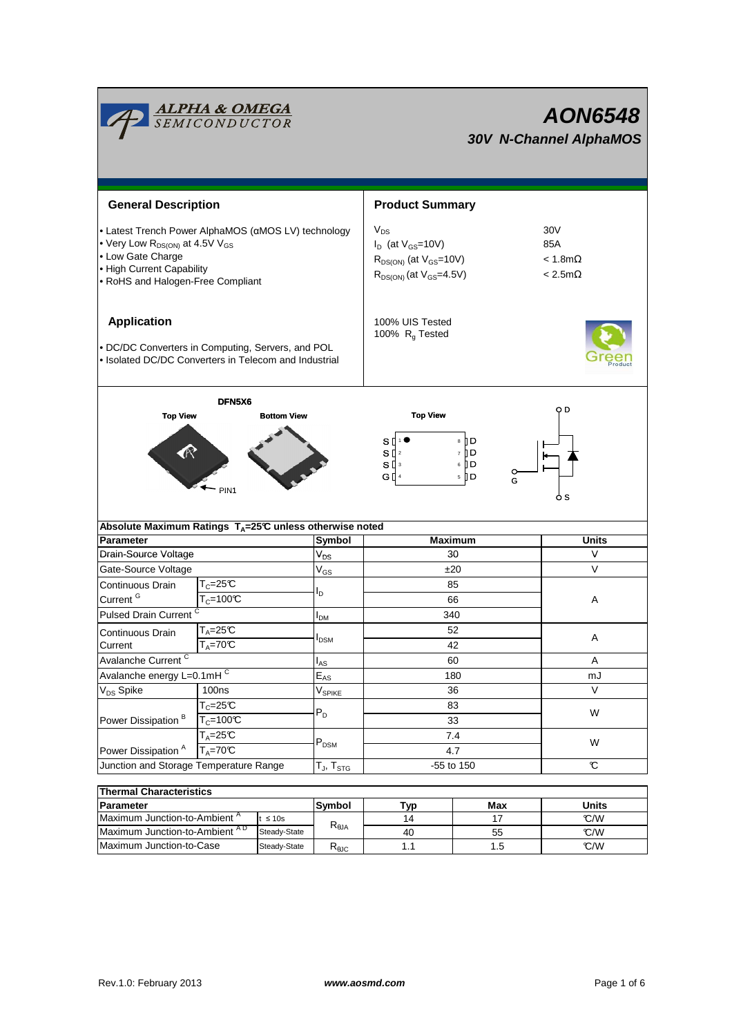# AON6548

## 30V N-Channel AlphaMOS

### General Description

- Latest Trench Power AlphaMOS (αMOS LV) technology
- Very Low $R_{DS(ON)}$ at 4.5V $V_{GS}$
- Low Gate Charge
- High Current Capability
- RoHS and Halogen-Free Compliant

### Product Summary

| | |
|---|---|
| $V_{DS}$ | 30V |
| $I_D$ (at $V_{GS}$=10V) | 85A |
| $R_{DS(ON)}$ (at $V_{GS}$=10V) | < 1.8mΩ |
| $R_{DS(ON)}$ (at $V_{GS}$=4.5V) | < 2.5mΩ |

100% UIS Tested
100% $R_g$ Tested

### Application

- DC/DC Converters in Computing, Servers, and POL
- Isolated DC/DC Converters in Telecom and Industrial

DFN5X6

Top View | Bottom View | PIN1

Top View: S 1, S 2, S 3, G 4 / D 8, D 7, D 6, D 5

D, G, S

### Absolute Maximum Ratings $T_A$=25°C unless otherwise noted

| Parameter | | Symbol | Maximum | Units |
|---|---|---|---|---|
| Drain-Source Voltage | | $V_{DS}$ | 30 | V |
| Gate-Source Voltage | | $V_{GS}$ | ±20 | V |
| Continuous Drain Current [G] | $T_C$=25°C | $I_D$ | 85 | A |
| | $T_C$=100°C | | 66 | |
| Pulsed Drain Current [C] | | $I_{DM}$ | 340 | |
| Continuous Drain Current | $T_A$=25°C | $I_{DSM}$ | 52 | A |
| | $T_A$=70°C | | 42 | |
| Avalanche Current [C] | | $I_{AS}$ | 60 | A |
| Avalanche energy L=0.1mH [C] | | $E_{AS}$ | 180 | mJ |
| $V_{DS}$ Spike | 100ns | $V_{SPIKE}$ | 36 | V |
| Power Dissipation [B] | $T_C$=25°C | $P_D$ | 83 | W |
| | $T_C$=100°C | | 33 | |
| Power Dissipation [A] | $T_A$=25°C | $P_{DSM}$ | 7.4 | W |
| | $T_A$=70°C | | 4.7 | |
| Junction and Storage Temperature Range | | $T_J$, $T_{STG}$ | -55 to 150 | °C |

### Thermal Characteristics

| Parameter | | Symbol | Typ | Max | Units |
|---|---|---|---|---|---|
| Maximum Junction-to-Ambient [A] | t ≤ 10s | $R_{\theta JA}$ | 14 | 17 | °C/W |
| Maximum Junction-to-Ambient [A D] | Steady-State | | 40 | 55 | °C/W |
| Maximum Junction-to-Case | Steady-State | $R_{\theta JC}$ | 1.1 | 1.5 | °C/W |

Rev.1.0: February 2013 www.aosmd.com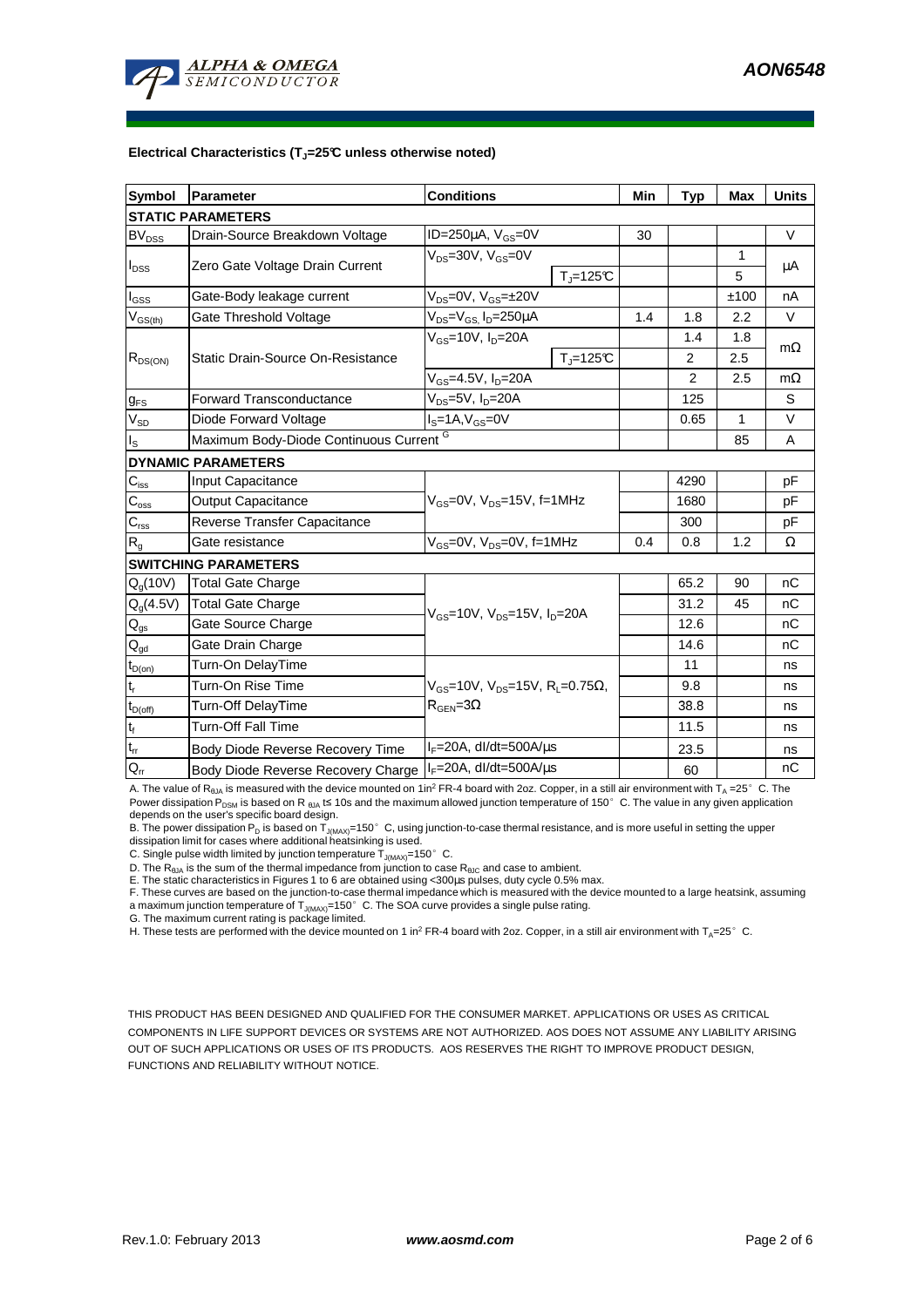**Electrical Characteristics ($T_J$=25°C unless otherwise noted)**

| Symbol | Parameter | Conditions | | Min | Typ | Max | Units |
|---|---|---|---|---|---|---|---|
| **STATIC PARAMETERS** | | | | | | | |
| $BV_{DSS}$ | Drain-Source Breakdown Voltage | ID=250µA, $V_{GS}$=0V | | 30 | | | V |
| $I_{DSS}$ | Zero Gate Voltage Drain Current | $V_{DS}$=30V, $V_{GS}$=0V | | | | 1 | µA |
| | | | $T_J$=125°C | | | 5 | |
| $I_{GSS}$ | Gate-Body leakage current | $V_{DS}$=0V, $V_{GS}$=±20V | | | | ±100 | nA |
| $V_{GS(th)}$ | Gate Threshold Voltage | $V_{DS}$=$V_{GS}$, $I_D$=250µA | | 1.4 | 1.8 | 2.2 | V |
| $R_{DS(ON)}$ | Static Drain-Source On-Resistance | $V_{GS}$=10V, $I_D$=20A | | | 1.4 | 1.8 | mΩ |
| | | | $T_J$=125°C | | 2 | 2.5 | |
| | | $V_{GS}$=4.5V, $I_D$=20A | | | 2 | 2.5 | mΩ |
| $g_{FS}$ | Forward Transconductance | $V_{DS}$=5V, $I_D$=20A | | | 125 | | S |
| $V_{SD}$ | Diode Forward Voltage | $I_S$=1A,$V_{GS}$=0V | | | 0.65 | 1 | V |
| $I_S$ | Maximum Body-Diode Continuous Current [G] | | | | | 85 | A |
| **DYNAMIC PARAMETERS** | | | | | | | |
| $C_{iss}$ | Input Capacitance | $V_{GS}$=0V, $V_{DS}$=15V, f=1MHz | | | 4290 | | pF |
| $C_{oss}$ | Output Capacitance | | | | 1680 | | pF |
| $C_{rss}$ | Reverse Transfer Capacitance | | | | 300 | | pF |
| $R_g$ | Gate resistance | $V_{GS}$=0V, $V_{DS}$=0V, f=1MHz | | 0.4 | 0.8 | 1.2 | Ω |
| **SWITCHING PARAMETERS** | | | | | | | |
| $Q_g$(10V) | Total Gate Charge | $V_{GS}$=10V, $V_{DS}$=15V, $I_D$=20A | | | 65.2 | 90 | nC |
| $Q_g$(4.5V) | Total Gate Charge | | | | 31.2 | 45 | nC |
| $Q_{gs}$ | Gate Source Charge | | | | 12.6 | | nC |
| $Q_{gd}$ | Gate Drain Charge | | | | 14.6 | | nC |
| $t_{D(on)}$ | Turn-On DelayTime | $V_{GS}$=10V, $V_{DS}$=15V, $R_L$=0.75Ω, $R_{GEN}$=3Ω | | | 11 | | ns |
| $t_r$ | Turn-On Rise Time | | | | 9.8 | | ns |
| $t_{D(off)}$ | Turn-Off DelayTime | | | | 38.8 | | ns |
| $t_f$ | Turn-Off Fall Time | | | | 11.5 | | ns |
| $t_{rr}$ | Body Diode Reverse Recovery Time | $I_F$=20A, dI/dt=500A/µs | | | 23.5 | | ns |
| $Q_{rr}$ | Body Diode Reverse Recovery Charge | $I_F$=20A, dI/dt=500A/µs | | | 60 | | nC |

A. The value of $R_{\theta JA}$ is measured with the device mounted on 1in$^2$ FR-4 board with 2oz. Copper, in a still air environment with $T_A$ =25°C. The Power dissipation $P_{DSM}$ is based on R $_{\theta JA}$ t≤ 10s and the maximum allowed junction temperature of 150°C. The value in any given application depends on the user's specific board design.

B. The power dissipation $P_D$ is based on $T_{J(MAX)}$=150°C, using junction-to-case thermal resistance, and is more useful in setting the upper dissipation limit for cases where additional heatsinking is used.

C. Single pulse width limited by junction temperature $T_{J(MAX)}$=150°C.

D. The $R_{\theta JA}$ is the sum of the thermal impedance from junction to case $R_{\theta JC}$ and case to ambient.

E. The static characteristics in Figures 1 to 6 are obtained using <300µs pulses, duty cycle 0.5% max.

F. These curves are based on the junction-to-case thermal impedance which is measured with the device mounted to a large heatsink, assuming a maximum junction temperature of $T_{J(MAX)}$=150°C. The SOA curve provides a single pulse rating.

G. The maximum current rating is package limited.

H. These tests are performed with the device mounted on 1 in$^2$ FR-4 board with 2oz. Copper, in a still air environment with $T_A$=25°C.

THIS PRODUCT HAS BEEN DESIGNED AND QUALIFIED FOR THE CONSUMER MARKET. APPLICATIONS OR USES AS CRITICAL COMPONENTS IN LIFE SUPPORT DEVICES OR SYSTEMS ARE NOT AUTHORIZED. AOS DOES NOT ASSUME ANY LIABILITY ARISING OUT OF SUCH APPLICATIONS OR USES OF ITS PRODUCTS. AOS RESERVES THE RIGHT TO IMPROVE PRODUCT DESIGN, FUNCTIONS AND RELIABILITY WITHOUT NOTICE.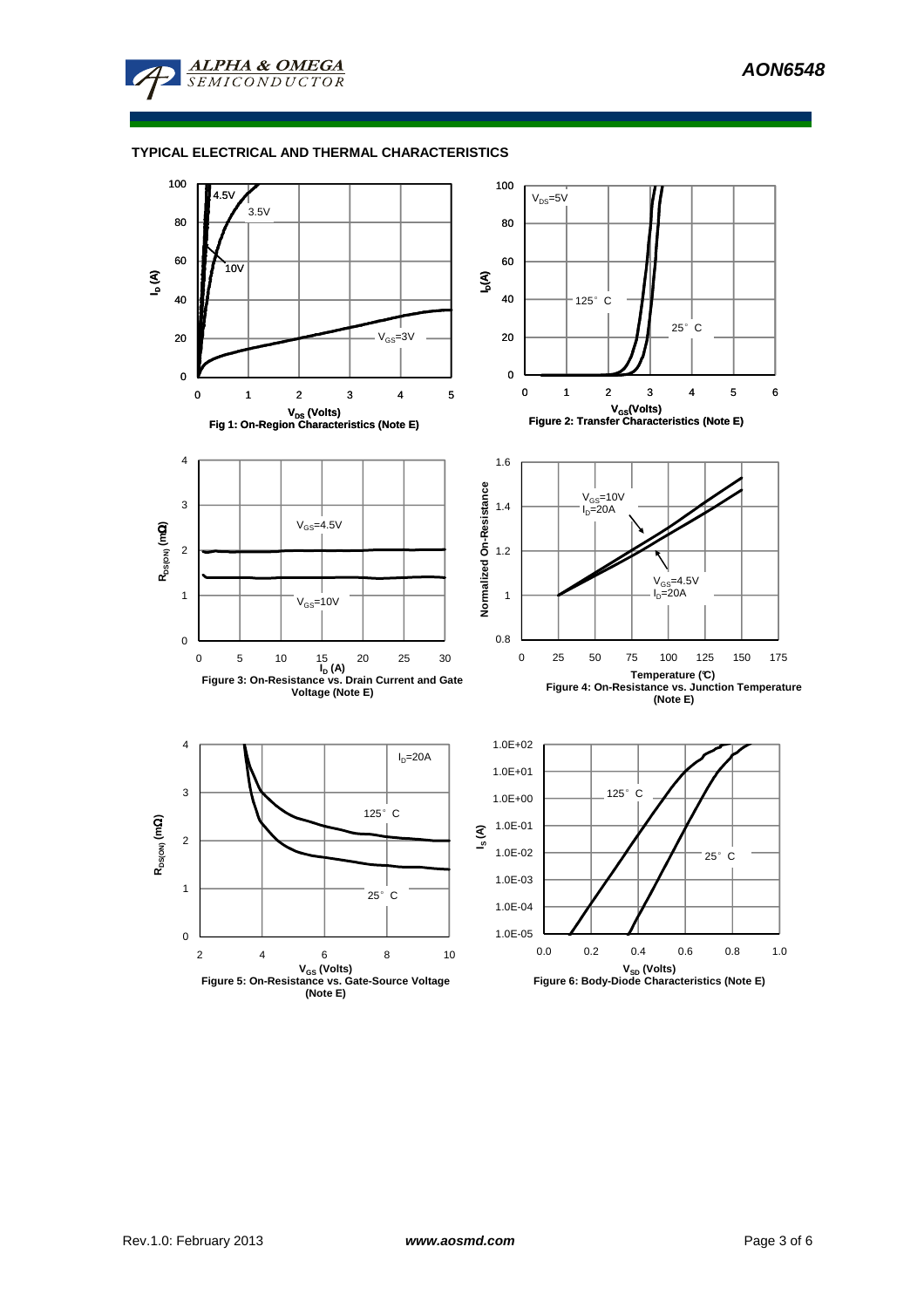## TYPICAL ELECTRICAL AND THERMAL CHARACTERISTICS

Fig 1: On-Region Characteristics (Note E)

Figure 2: Transfer Characteristics (Note E)

Figure 3: On-Resistance vs. Drain Current and Gate Voltage (Note E)

Figure 4: On-Resistance vs. Junction Temperature (Note E)

Figure 5: On-Resistance vs. Gate-Source Voltage (Note E)

Figure 6: Body-Diode Characteristics (Note E)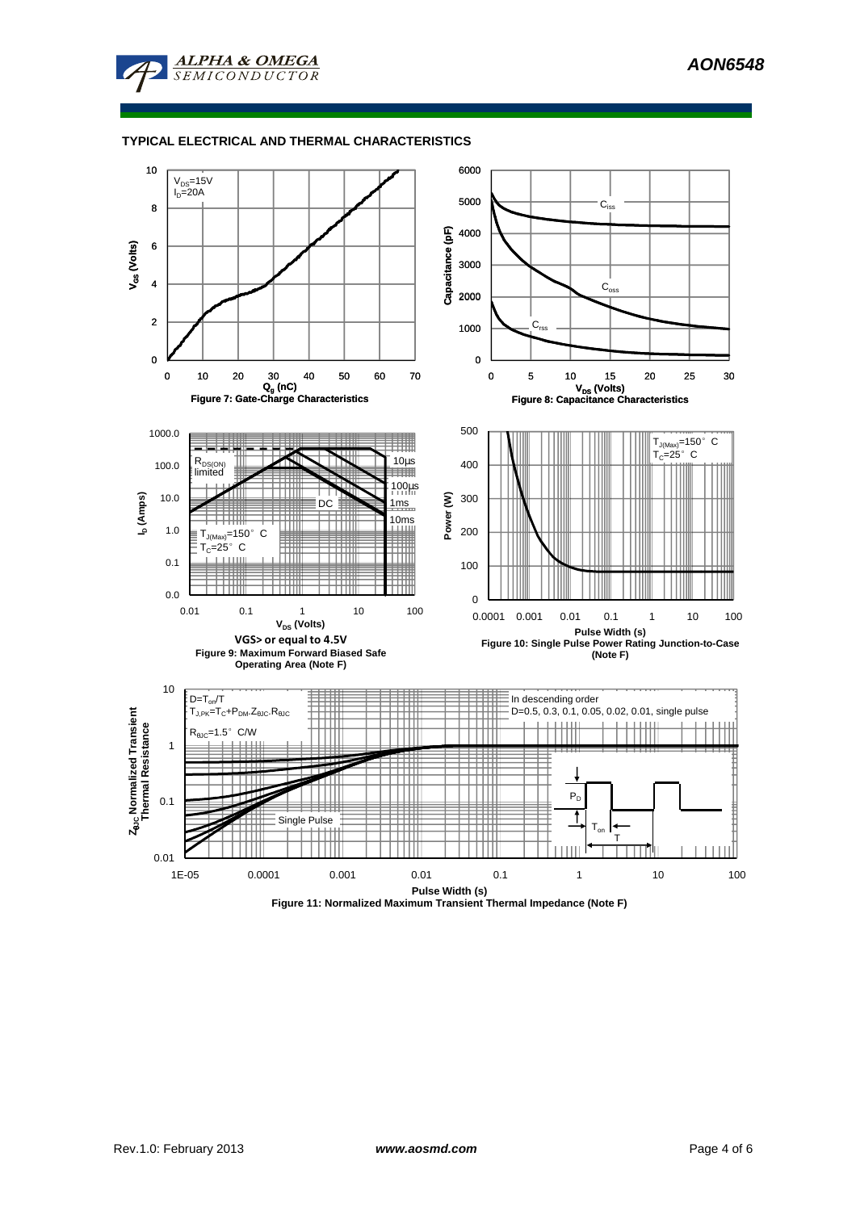## TYPICAL ELECTRICAL AND THERMAL CHARACTERISTICS

$V_{DS}$=15V
$I_D$=20A

Figure 7: Gate-Charge Characteristics

$C_{iss}$
$C_{oss}$
$C_{rss}$

Figure 8: Capacitance Characteristics

$R_{DS(ON)}$ limited
$T_{J(Max)}$=150° C
$T_C$=25° C

VGS> or equal to 4.5V

Figure 9: Maximum Forward Biased Safe Operating Area (Note F)

$T_{J(Max)}$=150° C
$T_C$=25° C

Figure 10: Single Pulse Power Rating Junction-to-Case (Note F)

$D=T_{on}/T$
$T_{J,PK}=T_C+P_{DM}.Z_{\theta JC}.R_{\theta JC}$
$R_{\theta JC}$=1.5° C/W

In descending order
D=0.5, 0.3, 0.1, 0.05, 0.02, 0.01, single pulse

Figure 11: Normalized Maximum Transient Thermal Impedance (Note F)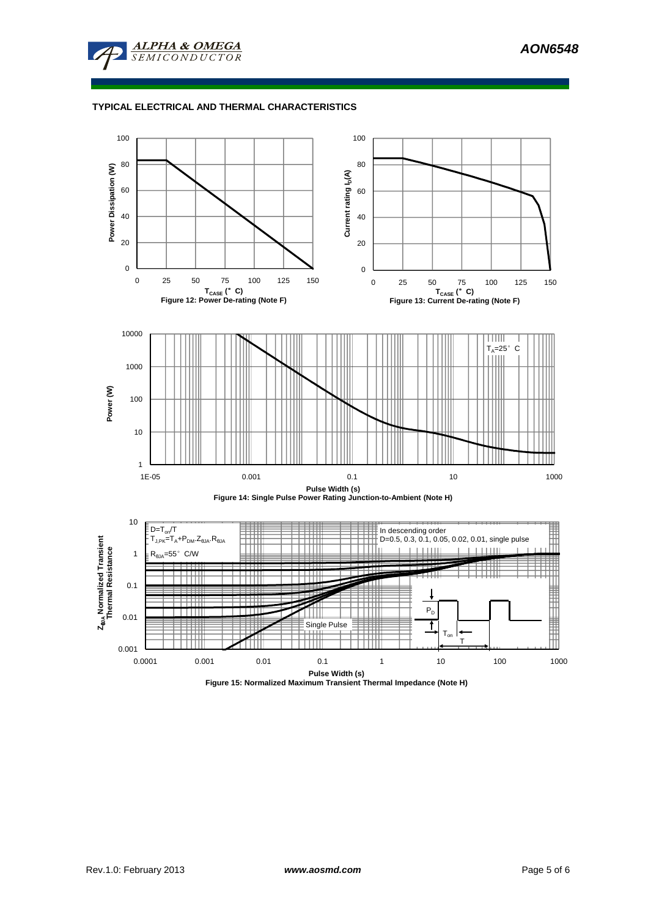## TYPICAL ELECTRICAL AND THERMAL CHARACTERISTICS

Figure 12: Power De-rating (Note F)

Figure 13: Current De-rating (Note F)

Figure 14: Single Pulse Power Rating Junction-to-Ambient (Note H)

Figure 15: Normalized Maximum Transient Thermal Impedance (Note H)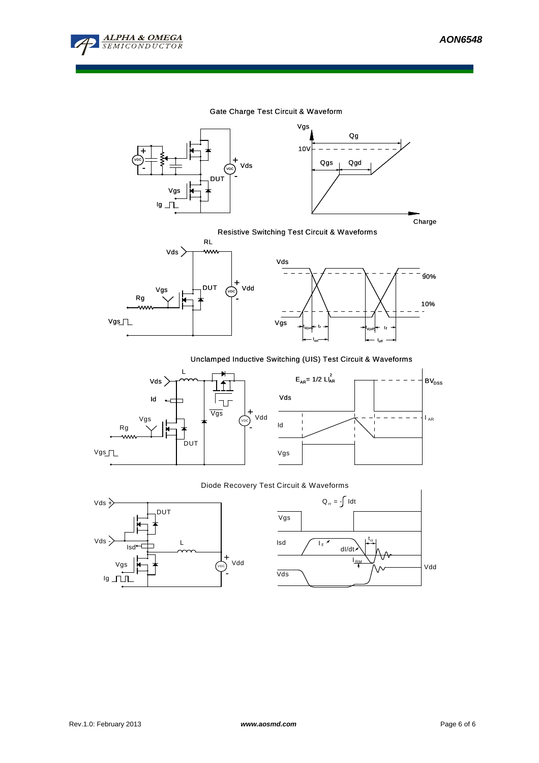## Gate Charge Test Circuit & Waveform

VDC
+
-
DUT
Vgs
Ig
Vds
+
-
VDC

Vgs
Qg
10V
Qgs
Qgd
Charge

## Resistive Switching Test Circuit & Waveforms

RL
Vds
Vgs
Rg
Vgs
DUT
Vdd
+
-
VDC

Vds
90%
10%
Vgs
$t_{d(on)}$
$t_r$
$t_{on}$
$t_{d(off)}$
$t_f$
$t_{off}$

## Unclamped Inductive Switching (UIS) Test Circuit & Waveforms

L
Vds
Id
Vgs
Vgs
Rg
Vgs
DUT
Vdd
+
-
VDC

$E_{AR} = 1/2\ LI_{AR}^2$
$BV_{DSS}$
Vds
Id
$I_{AR}$
Vgs

## Diode Recovery Test Circuit & Waveforms

Vds +
DUT
Vds -
Isd
L
Vgs
Ig
Vdd
+
-
VDC

$Q_{rr} = -\int Idt$
Vgs
Isd
$I_F$
dI/dt
$t_{rr}$
$I_{RM}$
Vds
Vdd